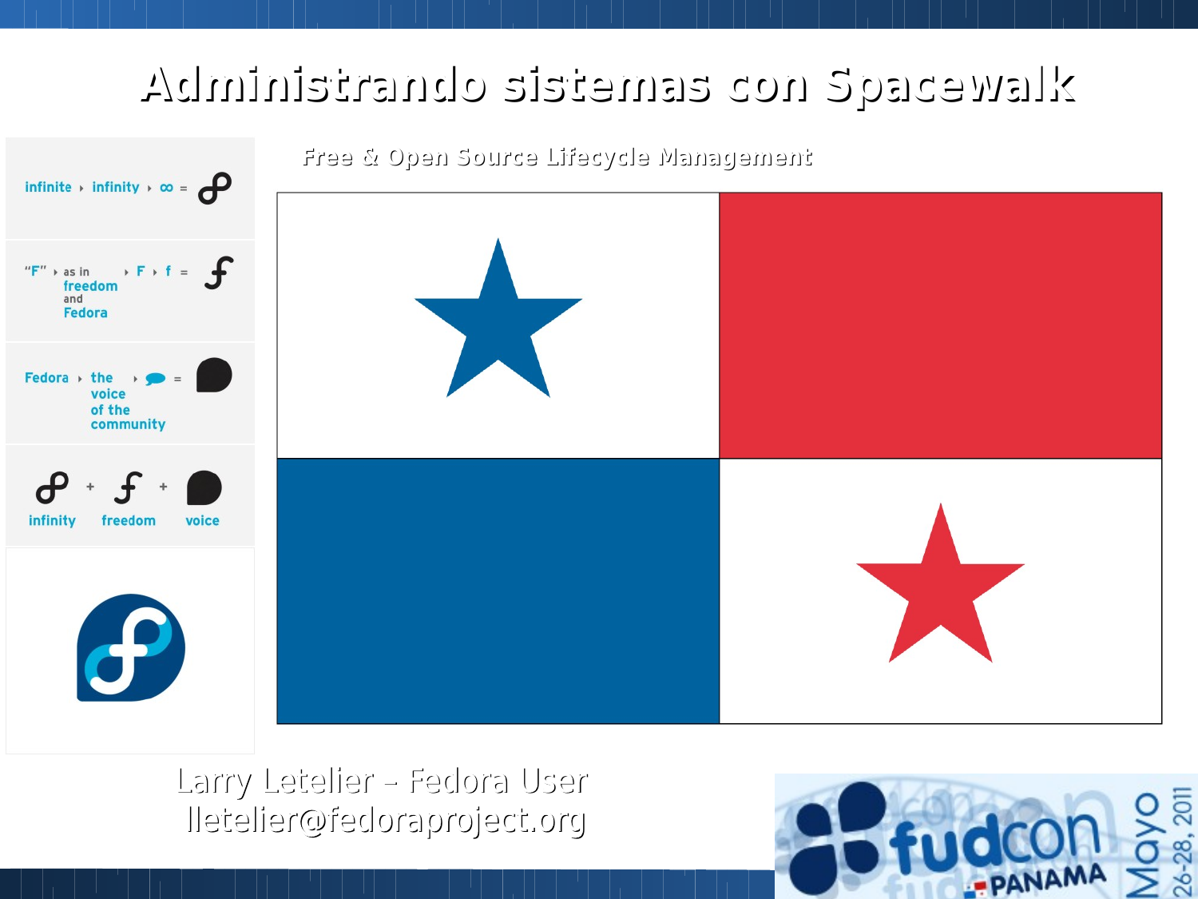# Administrando sistemas con Spacewalk

Free & Open Source Lifecycle Management

infinite ▸ infinity ▸ ∞ =

"F" ▸ as in freedom and Fedora ▸ F ▸ f =

Fedora ▸ the voice of the community ▸ =

infinity + freedom + voice

Larry Letelier – Fedora User

lletelier@fedoraproject.org

fudcon PANAMA Mayo 26-28, 2011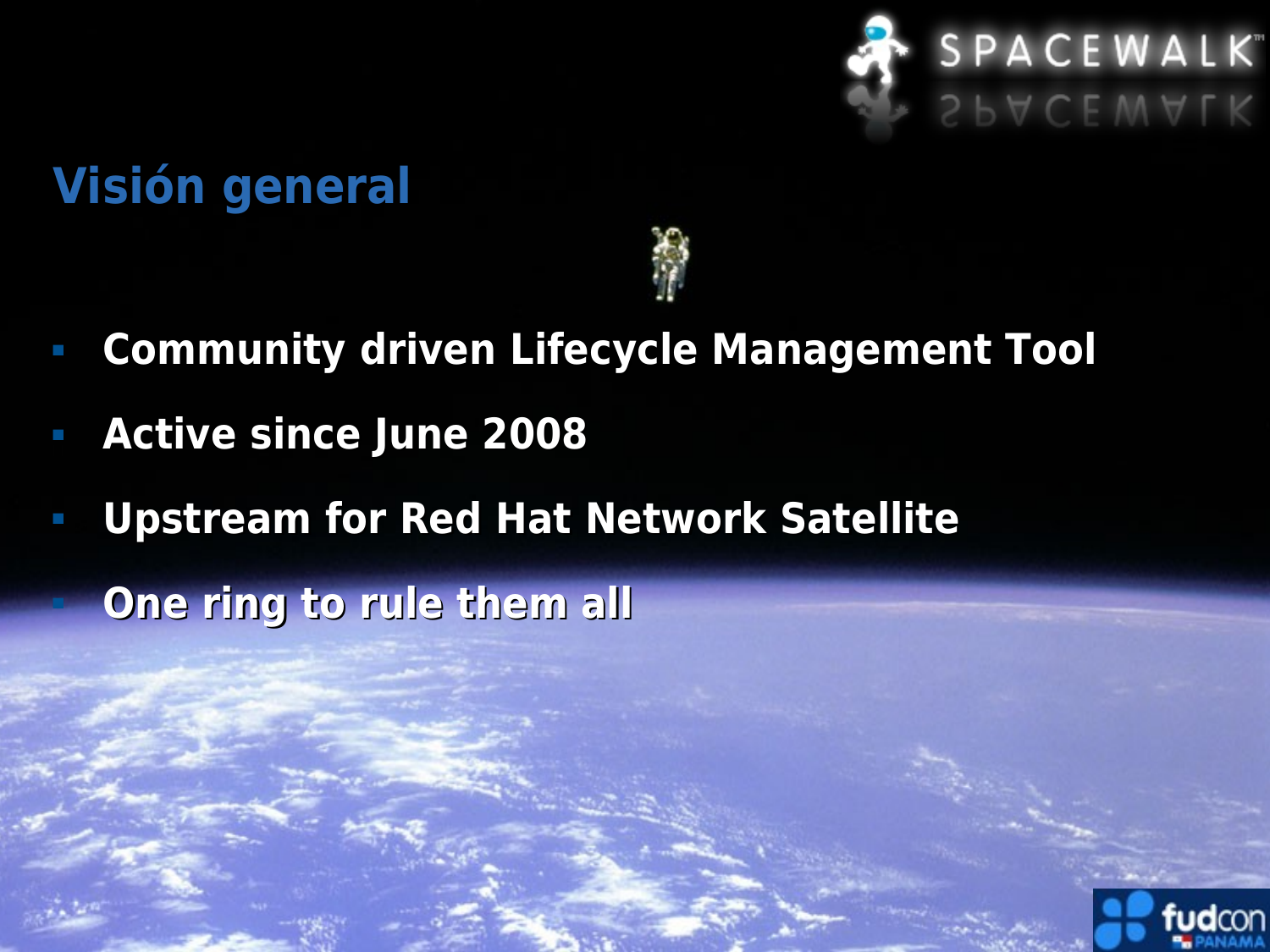## Visión general

- **Community driven Lifecycle Management Tool**
- **Active since June 2008**
- **Upstream for Red Hat Network Satellite**
- **One ring to rule them all**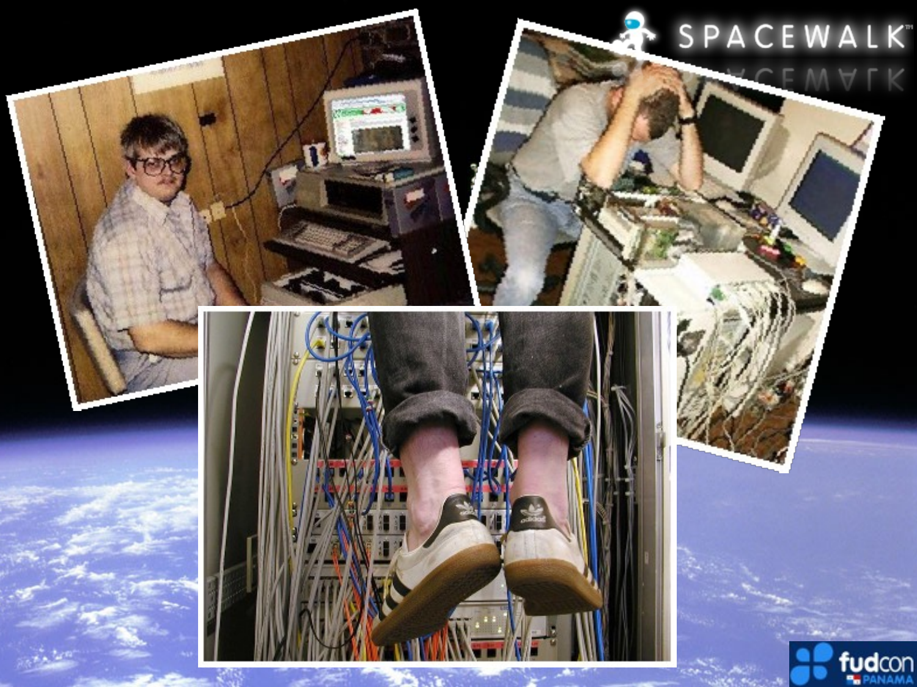SPACEWALK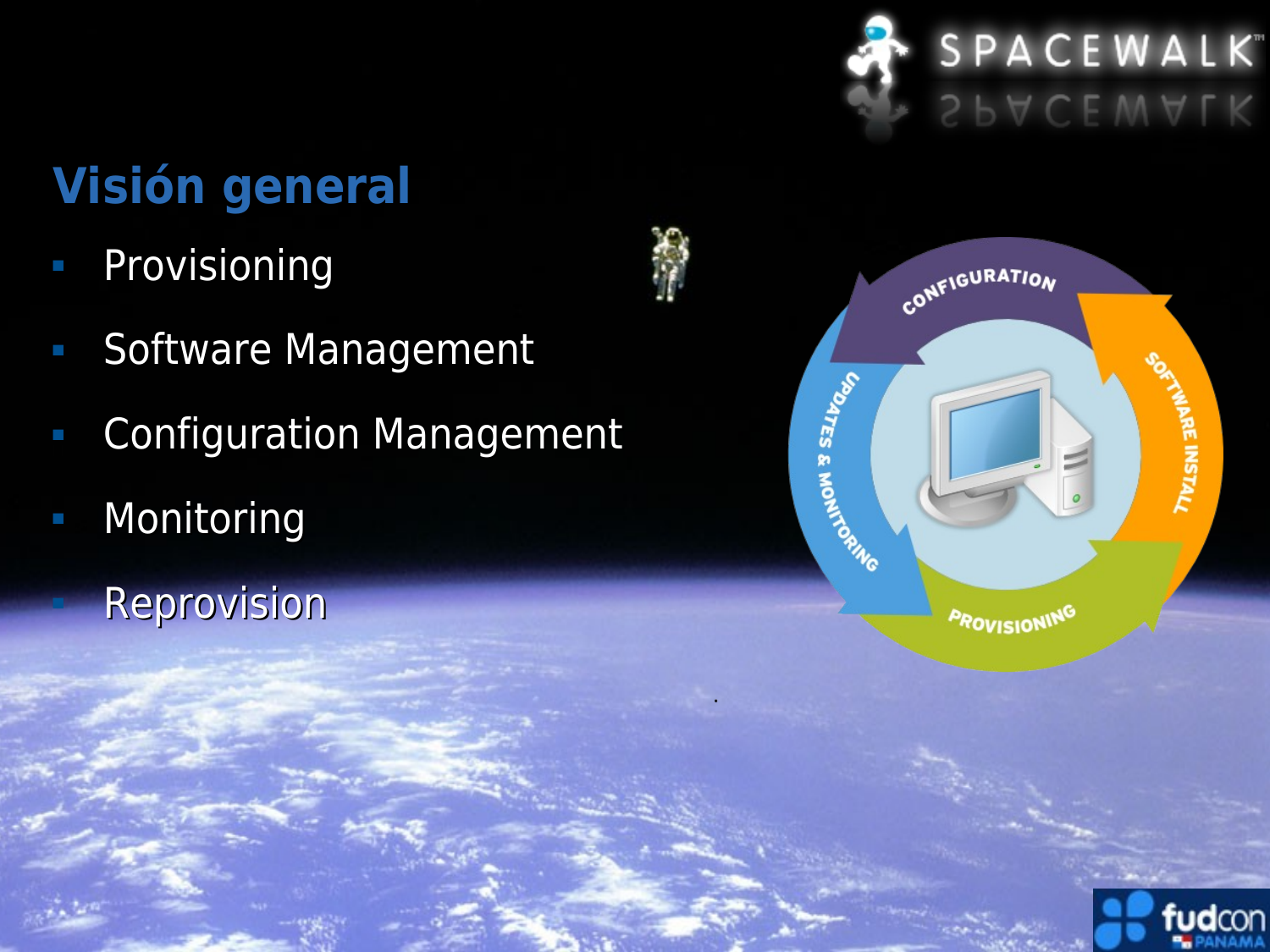## Visión general

- Provisioning
- Software Management
- Configuration Management
- Monitoring
- Reprovision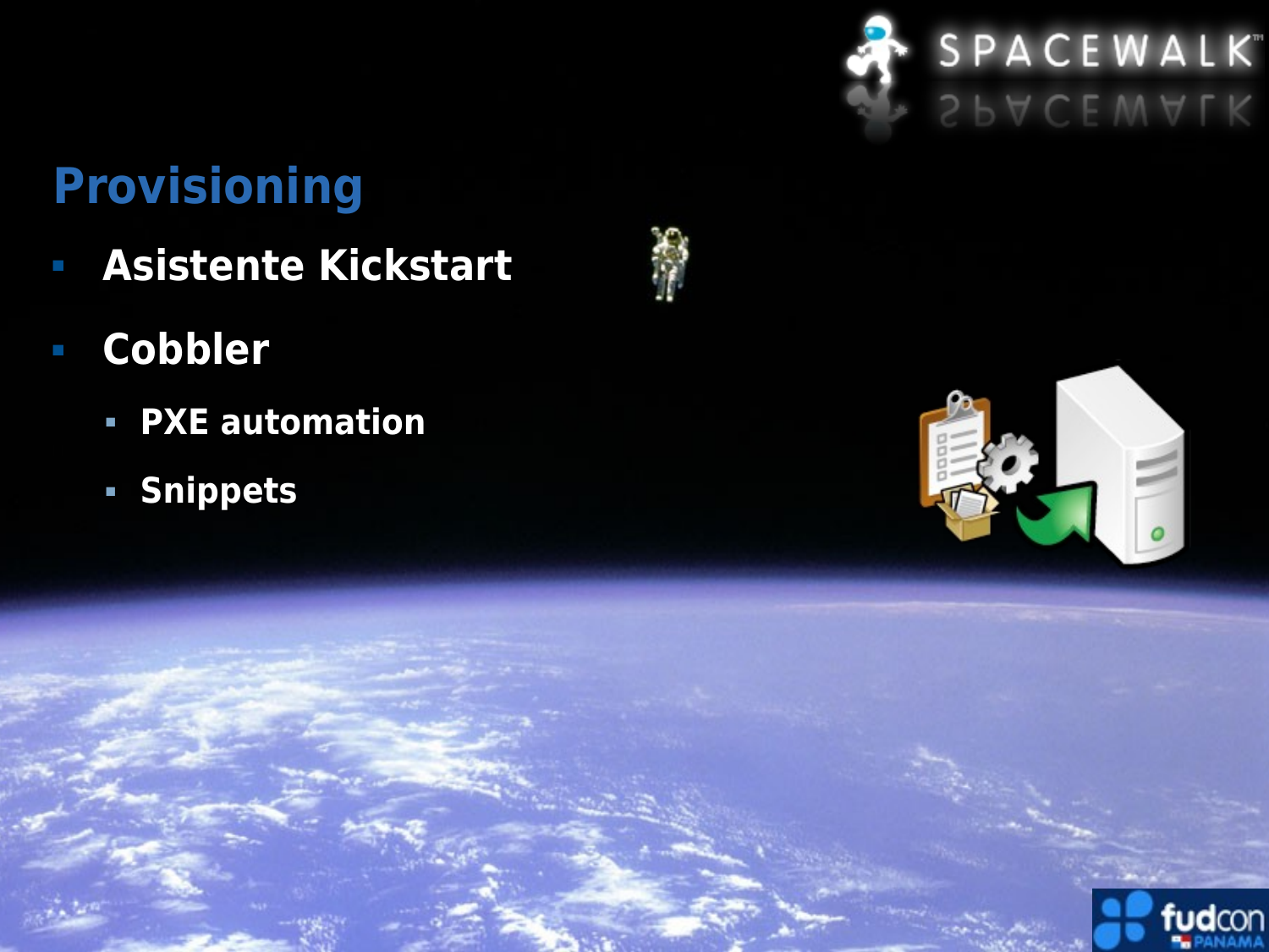## Provisioning

- Asistente Kickstart
- Cobbler
  - PXE automation
  - Snippets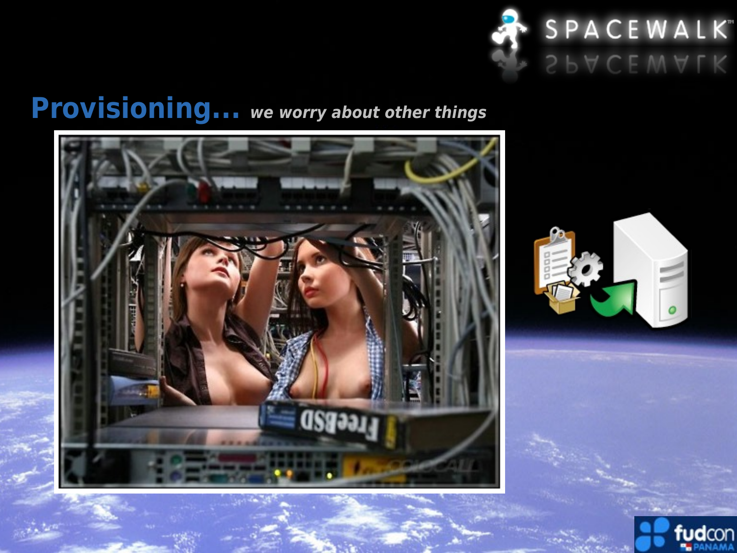# Provisioning... *we worry about other things*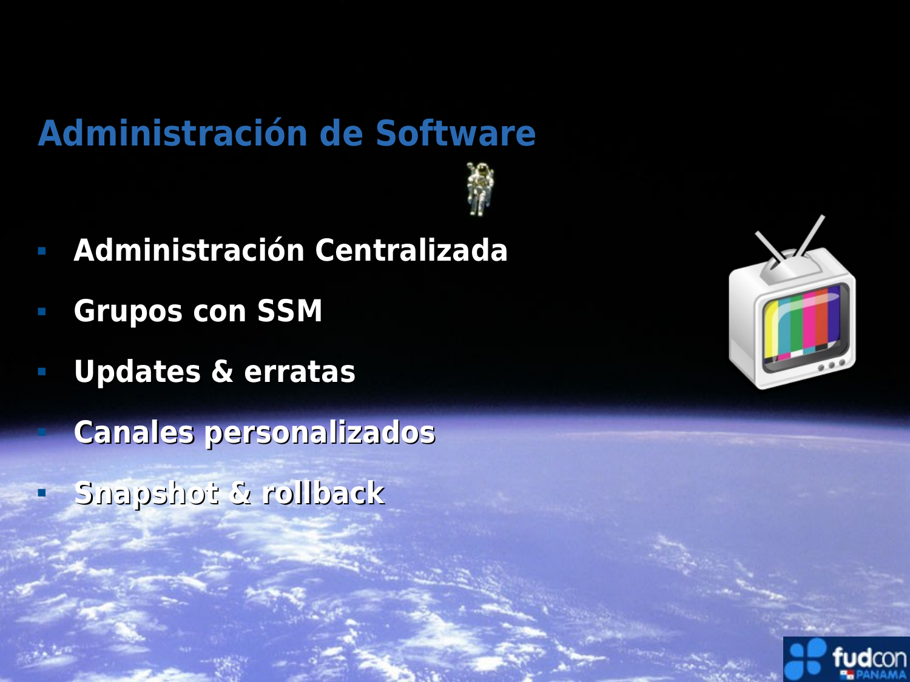# Administración de Software

- Administración Centralizada
- Grupos con SSM
- Updates & erratas
- Canales personalizados
- Snapshot & rollback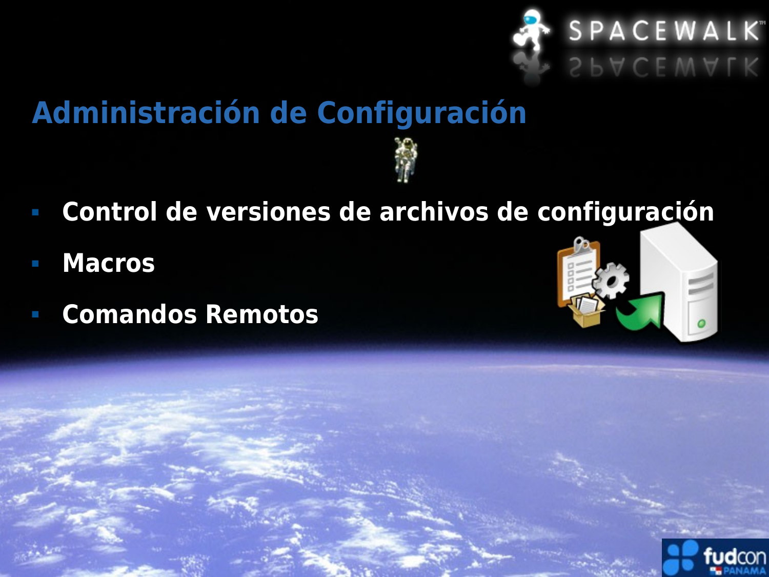# Administración de Configuración

- **Control de versiones de archivos de configuración**
- **Macros**
- **Comandos Remotos**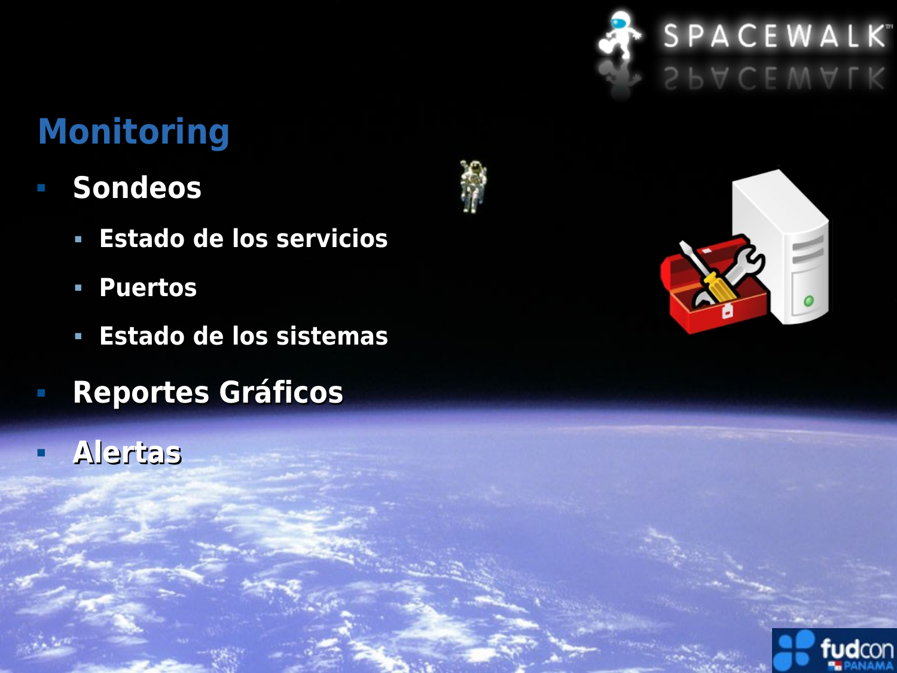## Monitoring

- Sondeos
  - Estado de los servicios
  - Puertos
  - Estado de los sistemas
- Reportes Gráficos
- Alertas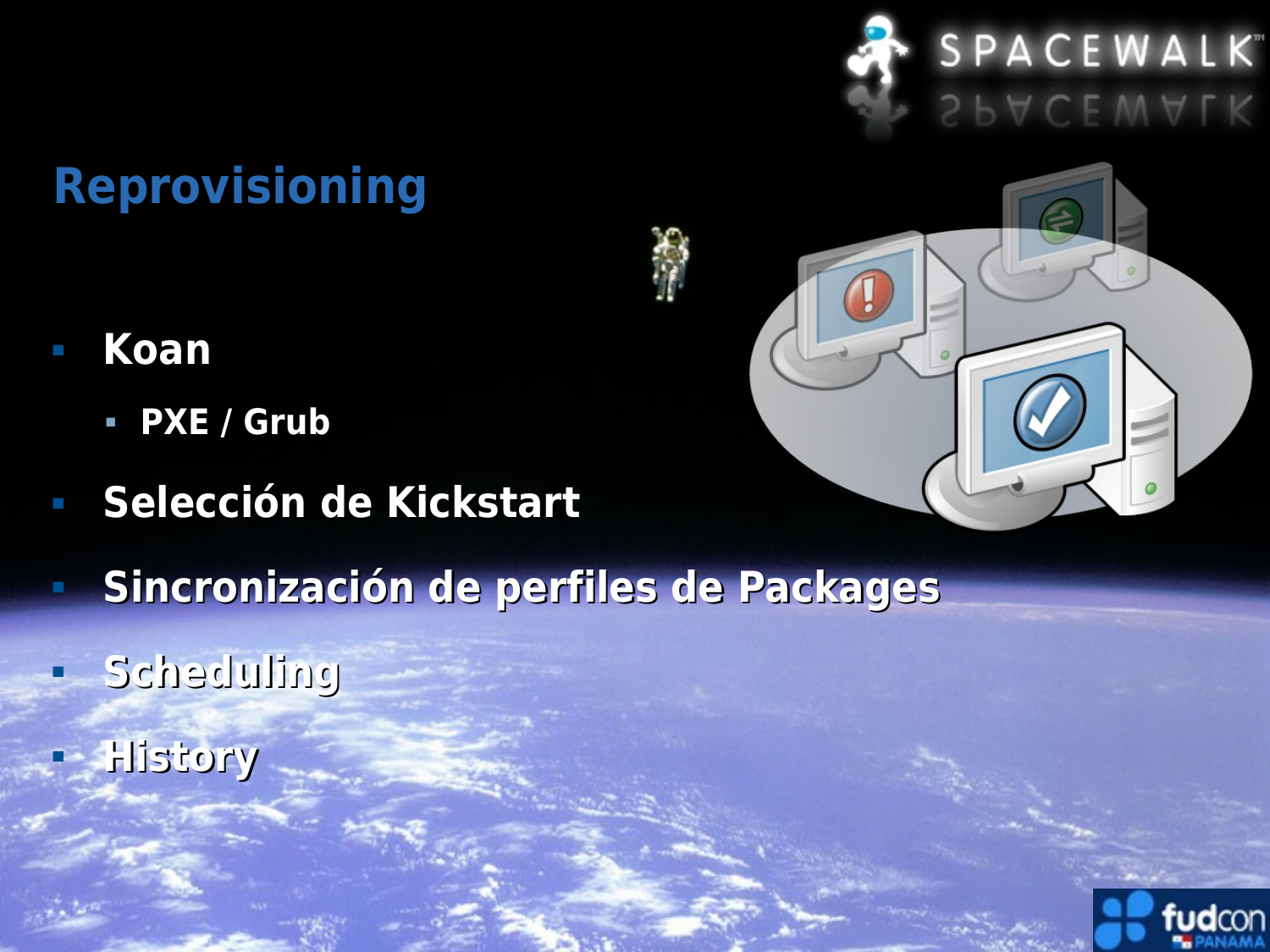# Reprovisioning

- Koan
  - PXE / Grub
- Selección de Kickstart
- Sincronización de perfiles de Packages
- Scheduling
- History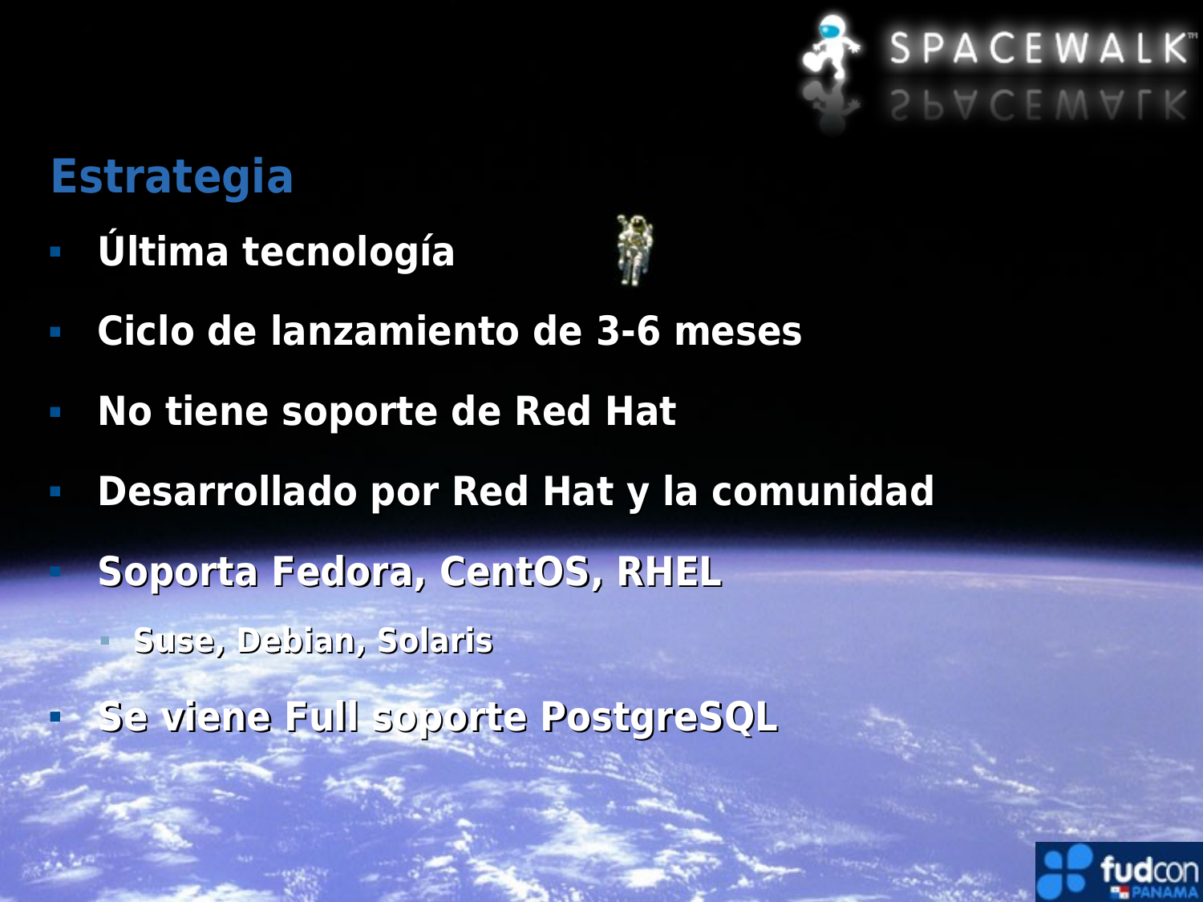## Estrategia

- Última tecnología
- Ciclo de lanzamiento de 3-6 meses
- No tiene soporte de Red Hat
- Desarrollado por Red Hat y la comunidad
- Soporta Fedora, CentOS, RHEL
  - Suse, Debian, Solaris
- Se viene Full soporte PostgreSQL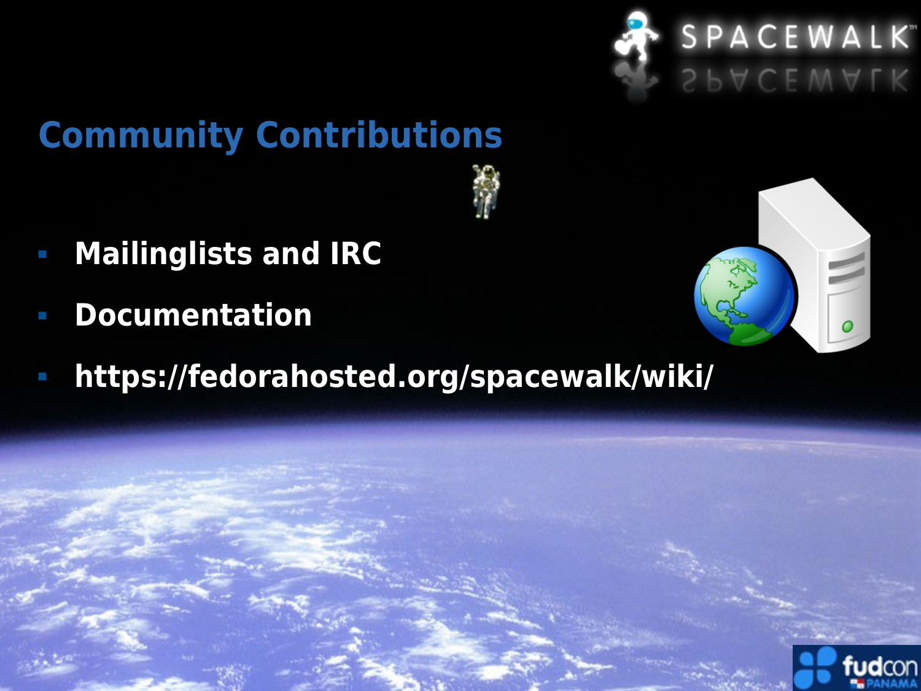## Community Contributions

- **Mailinglists and IRC**
- **Documentation**
- **https://fedorahosted.org/spacewalk/wiki/**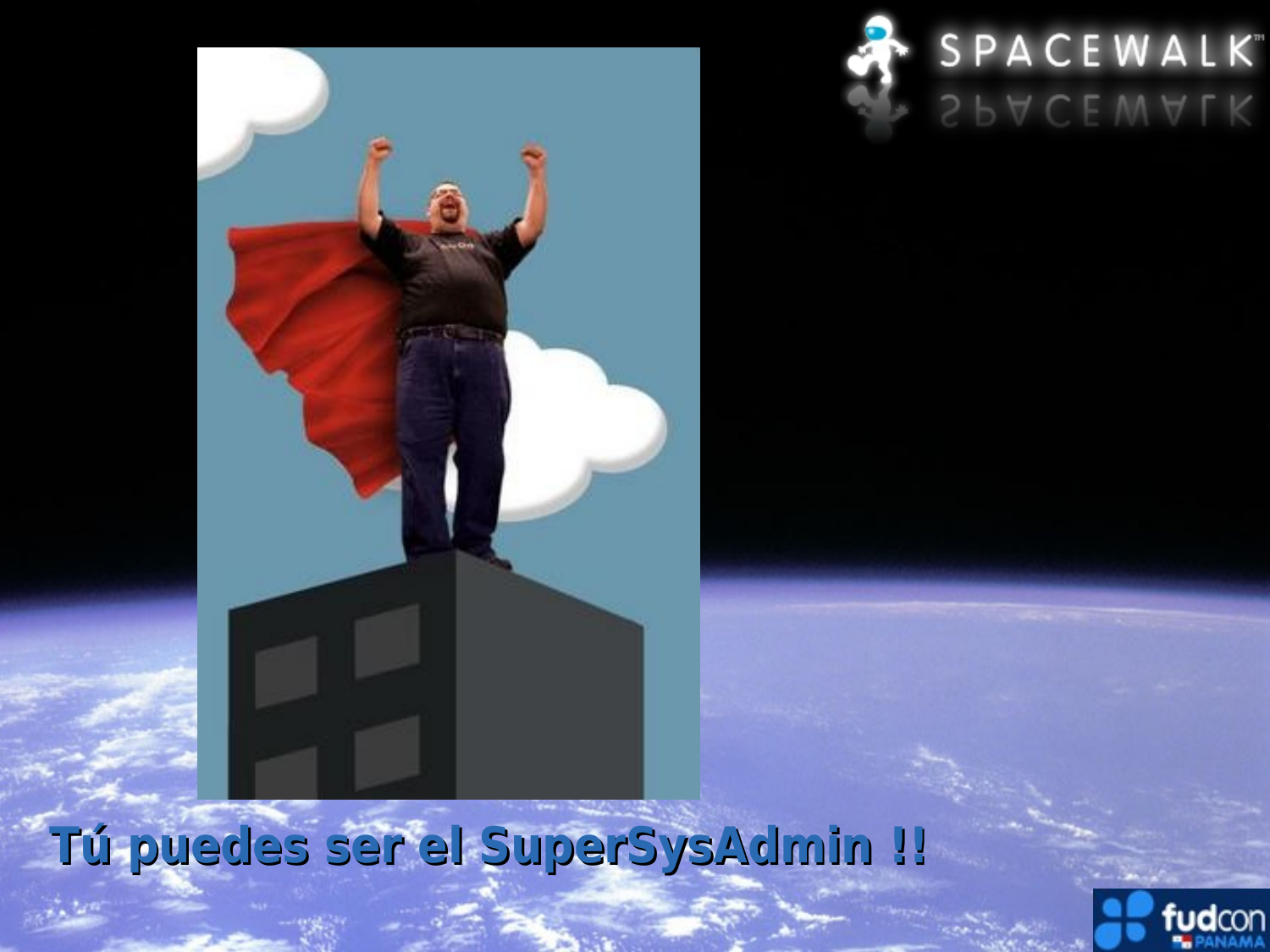SPACEWALK

**Tú puedes ser el SuperSysAdmin !!**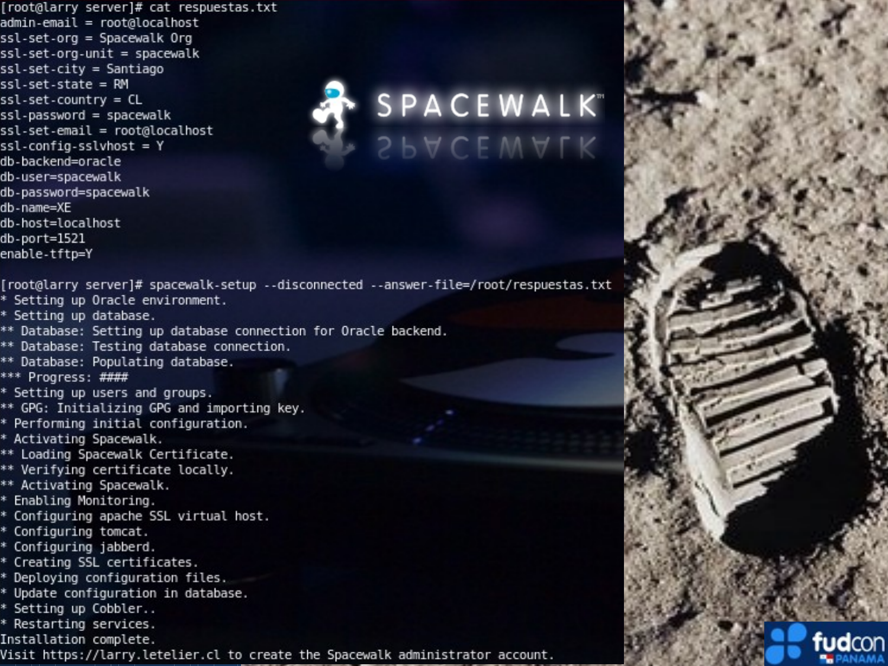```
[root@larry server]# cat respuestas.txt
admin-email = root@localhost
ssl-set-org = Spacewalk Org
ssl-set-org-unit = spacewalk
ssl-set-city = Santiago
ssl-set-state = RM
ssl-set-country = CL
ssl-password = spacewalk
ssl-set-email = root@localhost
ssl-config-sslvhost = Y
db-backend=oracle
db-user=spacewalk
db-password=spacewalk
db-name=XE
db-host=localhost
db-port=1521
enable-tftp=Y

[root@larry server]# spacewalk-setup --disconnected --answer-file=/root/respuestas.txt
* Setting up Oracle environment.
* Setting up database.
** Database: Setting up database connection for Oracle backend.
** Database: Testing database connection.
** Database: Populating database.
*** Progress: ####
* Setting up users and groups.
** GPG: Initializing GPG and importing key.
* Performing initial configuration.
* Activating Spacewalk.
** Loading Spacewalk Certificate.
** Verifying certificate locally.
** Activating Spacewalk.
* Enabling Monitoring.
* Configuring apache SSL virtual host.
* Configuring tomcat.
* Configuring jabberd.
* Creating SSL certificates.
* Deploying configuration files.
* Update configuration in database.
* Setting up Cobbler..
* Restarting services.
Installation complete.
Visit https://larry.letelier.cl to create the Spacewalk administrator account.
```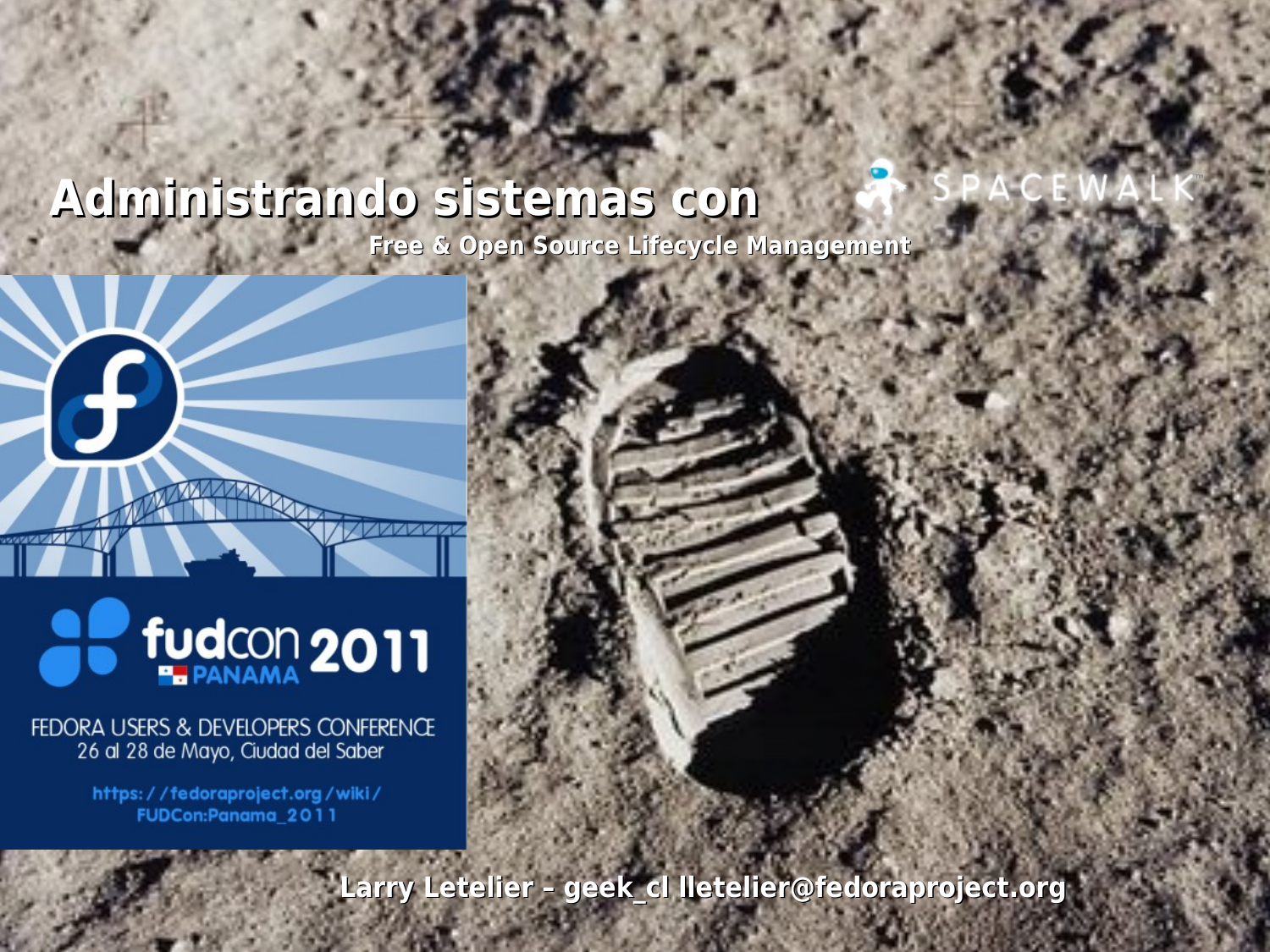# Administrando sistemas con SPACEWALK

Free & Open Source Lifecycle Management

fudcon PANAMA 2011

FEDORA USERS & DEVELOPERS CONFERENCE
26 al 28 de Mayo, Ciudad del Saber

https://fedoraproject.org/wiki/FUDCon:Panama_2011

Larry Letelier – geek_cl lletelier@fedoraproject.org